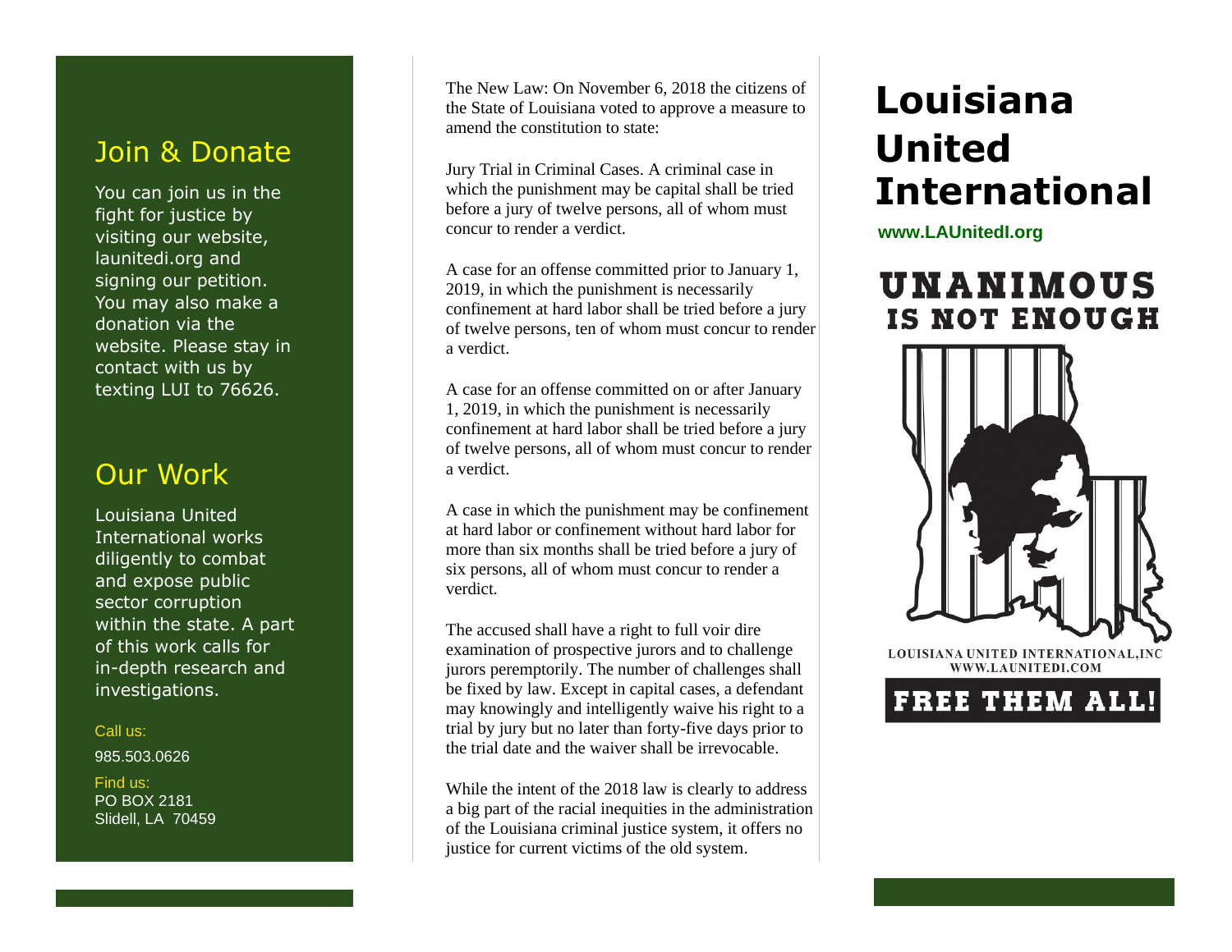## Join & Donate

You can join us in the fight for justice by visiting our website, launitedi.org and signing our petition. You may also make a donation via the website. Please stay in contact with us by texting LUI to 76626.

## Our Work

Louisiana United International works diligently to combat and expose public sector corruption within the state. A part of this work calls for in-depth research and investigations.

Call us:

985.503.0626

Find us:
PO BOX 2181
Slidell, LA 70459

The New Law: On November 6, 2018 the citizens of the State of Louisiana voted to approve a measure to amend the constitution to state:

Jury Trial in Criminal Cases. A criminal case in which the punishment may be capital shall be tried before a jury of twelve persons, all of whom must concur to render a verdict.

A case for an offense committed prior to January 1, 2019, in which the punishment is necessarily confinement at hard labor shall be tried before a jury of twelve persons, ten of whom must concur to render a verdict.

A case for an offense committed on or after January 1, 2019, in which the punishment is necessarily confinement at hard labor shall be tried before a jury of twelve persons, all of whom must concur to render a verdict.

A case in which the punishment may be confinement at hard labor or confinement without hard labor for more than six months shall be tried before a jury of six persons, all of whom must concur to render a verdict.

The accused shall have a right to full voir dire examination of prospective jurors and to challenge jurors peremptorily. The number of challenges shall be fixed by law. Except in capital cases, a defendant may knowingly and intelligently waive his right to a trial by jury but no later than forty-five days prior to the trial date and the waiver shall be irrevocable.

While the intent of the 2018 law is clearly to address a big part of the racial inequities in the administration of the Louisiana criminal justice system, it offers no justice for current victims of the old system.

# Louisiana United International

**www.LAUnitedI.org**

**UNANIMOUS IS NOT ENOUGH**

LOUISIANA UNITED INTERNATIONAL,INC
WWW.LAUNITEDI.COM

**FREE THEM ALL!**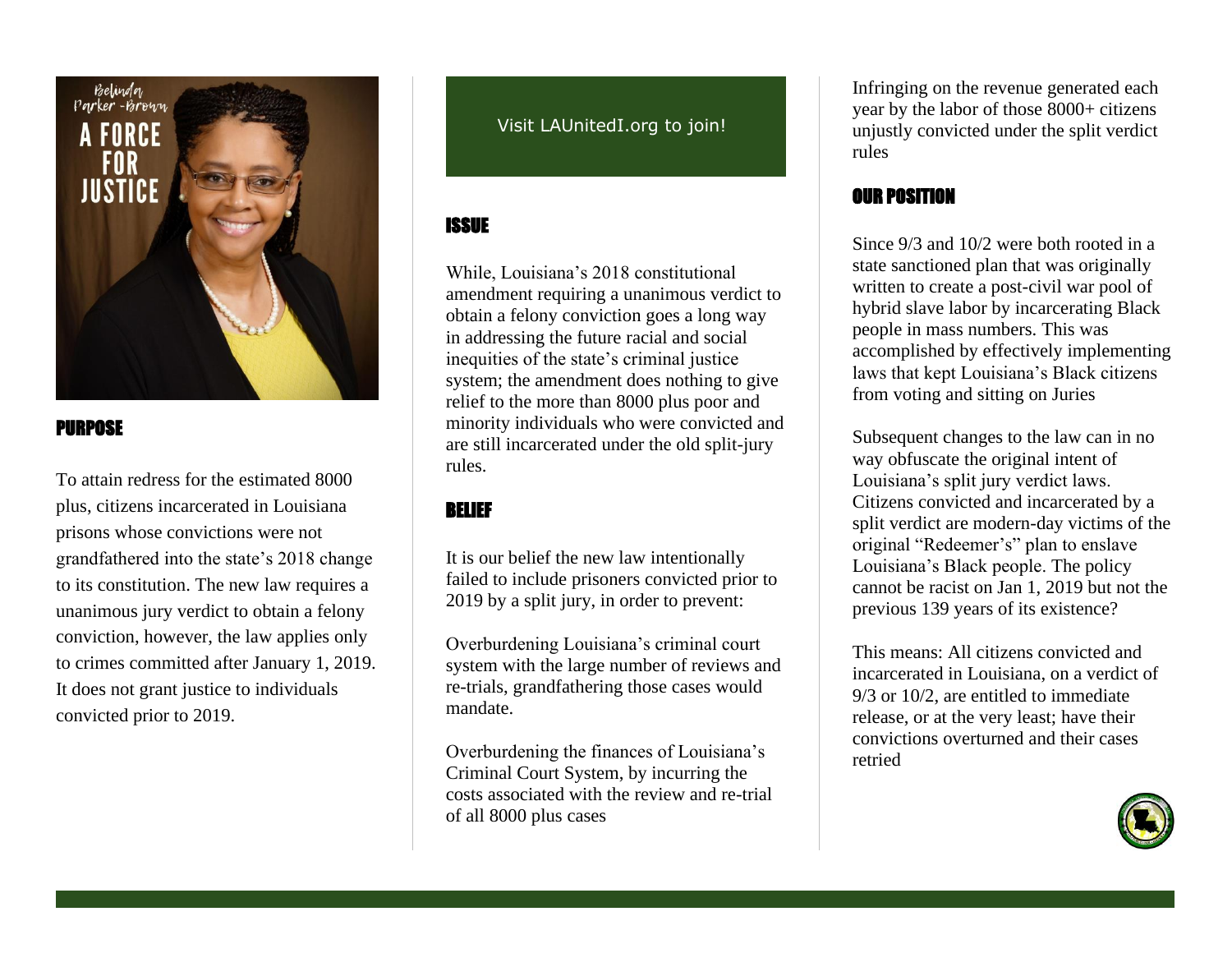## PURPOSE

To attain redress for the estimated 8000 plus, citizens incarcerated in Louisiana prisons whose convictions were not grandfathered into the state's 2018 change to its constitution. The new law requires a unanimous jury verdict to obtain a felony conviction, however, the law applies only to crimes committed after January 1, 2019. It does not grant justice to individuals convicted prior to 2019.

Visit LAUnitedI.org to join!

## ISSUE

While, Louisiana's 2018 constitutional amendment requiring a unanimous verdict to obtain a felony conviction goes a long way in addressing the future racial and social inequities of the state's criminal justice system; the amendment does nothing to give relief to the more than 8000 plus poor and minority individuals who were convicted and are still incarcerated under the old split-jury rules.

## BELIEF

It is our belief the new law intentionally failed to include prisoners convicted prior to 2019 by a split jury, in order to prevent:

Overburdening Louisiana's criminal court system with the large number of reviews and re-trials, grandfathering those cases would mandate.

Overburdening the finances of Louisiana's Criminal Court System, by incurring the costs associated with the review and re-trial of all 8000 plus cases

Infringing on the revenue generated each year by the labor of those 8000+ citizens unjustly convicted under the split verdict rules

## OUR POSITION

Since 9/3 and 10/2 were both rooted in a state sanctioned plan that was originally written to create a post-civil war pool of hybrid slave labor by incarcerating Black people in mass numbers. This was accomplished by effectively implementing laws that kept Louisiana's Black citizens from voting and sitting on Juries

Subsequent changes to the law can in no way obfuscate the original intent of Louisiana's split jury verdict laws. Citizens convicted and incarcerated by a split verdict are modern-day victims of the original "Redeemer's" plan to enslave Louisiana's Black people. The policy cannot be racist on Jan 1, 2019 but not the previous 139 years of its existence?

This means: All citizens convicted and incarcerated in Louisiana, on a verdict of 9/3 or 10/2, are entitled to immediate release, or at the very least; have their convictions overturned and their cases retried